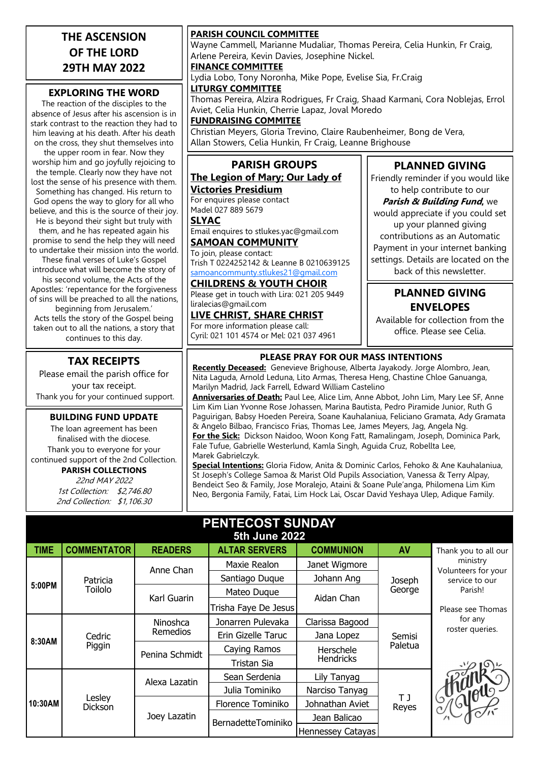# THE ASCENSION OF THE LORD 29TH MAY 2022

## EXPLORING THE WORD

The reaction of the disciples to the absence of Jesus after his ascension is in stark contrast to the reaction they had to him leaving at his death. After his death on the cross, they shut themselves into the upper room in fear. Now they worship him and go joyfully rejoicing to the temple. Clearly now they have not lost the sense of his presence with them. Something has changed. His return to God opens the way to glory for all who believe, and this is the source of their joy. He is beyond their sight but truly with them, and he has repeated again his promise to send the help they will need to undertake their mission into the world. These final verses of Luke's Gospel introduce what will become the story of his second volume, the Acts of the Apostles: 'repentance for the forgiveness of sins will be preached to all the nations, beginning from Jerusalem.' Acts tells the story of the Gospel being taken out to all the nations, a story that continues to this day.

## TAX RECEIPTS

Please email the parish office for your tax receipt.
Thank you for your continued support.

## BUILDING FUND UPDATE

The loan agreement has been finalised with the diocese.
Thank you to everyone for your continued support of the 2nd Collection.

**PARISH COLLECTIONS**

*22nd MAY 2022*
*1st Collection: $2,746.80*
*2nd Collection: $1,106.30*

**PARISH COUNCIL COMMITTEE**
Wayne Cammell, Marianne Mudaliar, Thomas Pereira, Celia Hunkin, Fr Craig, Arlene Pereira, Kevin Davies, Josephine Nickel.

**FINANCE COMMITTEE**
Lydia Lobo, Tony Noronha, Mike Pope, Evelise Sia, Fr.Craig

**LITURGY COMMITTEE**
Thomas Pereira, Alzira Rodrigues, Fr Craig, Shaad Karmani, Cora Noblejas, Errol Aviet, Celia Hunkin, Cherrie Lapaz, Joval Moredo

**FUNDRAISING COMMITEE**
Christian Meyers, Gloria Trevino, Claire Raubenheimer, Bong de Vera, Allan Stowers, Celia Hunkin, Fr Craig, Leanne Brighouse

## PARISH GROUPS

**The Legion of Mary; Our Lady of Victories Presidium**
For enquires please contact
Madel 027 889 5679

**SLYAC**
Email enquires to stlukes.yac@gmail.com

**SAMOAN COMMUNITY**
To join, please contact:
Trish T 0224252142 & Leanne B 0210639125
samoancommunty.stlukes21@gmail.com

**CHILDRENS & YOUTH CHOIR**
Please get in touch with Lira: 021 205 9449
liralecias@gmail.com

**LIVE CHRIST, SHARE CHRIST**
For more information please call:
Cyril: 021 101 4574 or Mel: 021 037 4961

## PLANNED GIVING

Friendly reminder if you would like to help contribute to our ***Parish & Building Fund,*** we would appreciate if you could set up your planned giving contributions as an Automatic Payment in your internet banking settings. Details are located on the back of this newsletter.

## PLANNED GIVING ENVELOPES

Available for collection from the office. Please see Celia.

## PLEASE PRAY FOR OUR MASS INTENTIONS

**Recently Deceased:** Genevieve Brighouse, Alberta Jayakody. Jorge Alombro, Jean, Nita Laguda, Arnold Leduna, Lito Armas, Theresa Heng, Chastine Chloe Ganuanga, Marilyn Madrid, Jack Farrell, Edward William Castelino

**Anniversaries of Death:** Paul Lee, Alice Lim, Anne Abbot, John Lim, Mary Lee SF, Anne Lim Kim Lian Yvonne Rose Johassen, Marina Bautista, Pedro Piramide Junior, Ruth G Paguirigan, Babsy Hoeden Pereira, Soane Kauhalaniua, Feliciano Gramata, Ady Gramata & Angelo Bilbao, Francisco Frias, Thomas Lee, James Meyers, Jag, Angela Ng.

**For the Sick:** Dickson Naidoo, Woon Kong Fatt, Ramalingam, Joseph, Dominica Park, Fale Tufue, Gabrielle Westerlund, Kamla Singh, Aguida Cruz, Robellta Lee, Marek Gabrielczyk.

**Special Intentions:** Gloria Fidow, Anita & Dominic Carlos, Fehoko & Ane Kauhalaniua, St Joseph's College Samoa & Marist Old Pupils Association, Vanessa & Terry Alpay, Bendeict Seo & Family, Jose Moralejo, Ataini & Soane Pule'anga, Philomena Lim Kim Neo, Bergonia Family, Fatai, Lim Hock Lai, Oscar David Yeshaya Ulep, Adique Family.

## PENTECOST SUNDAY
### 5th June 2022

| TIME | COMMENTATOR | READERS | ALTAR SERVERS | COMMUNION | AV |
|---|---|---|---|---|---|
| 5:00PM | Patricia Toilolo | Anne Chan | Maxie Realon | Janet Wigmore | Joseph George |
| | | | Santiago Duque | Johann Ang | |
| | | Karl Guarin | Mateo Duque | Aidan Chan | |
| | | | Trisha Faye De Jesus | | |
| 8:30AM | Cedric Piggin | Ninoshca Remedios | Jonarren Pulevaka | Clarissa Bagood | Semisi Paletua |
| | | | Erin Gizelle Taruc | Jana Lopez | |
| | | Penina Schmidt | Caying Ramos | Herschele Hendricks | |
| | | | Tristan Sia | | |
| 10:30AM | Lesley Dickson | Alexa Lazatin | Sean Serdenia | Lily Tanyag | T J Reyes |
| | | | Julia Tominiko | Narciso Tanyag | |
| | | Joey Lazatin | Florence Tominiko | Johnathan Aviet | |
| | | | BernadetteTominiko | Jean Balicao | |
| | | | | Hennessey Catayas | |

Thank you to all our ministry Volunteers for your service to our Parish!

Please see Thomas for any roster queries.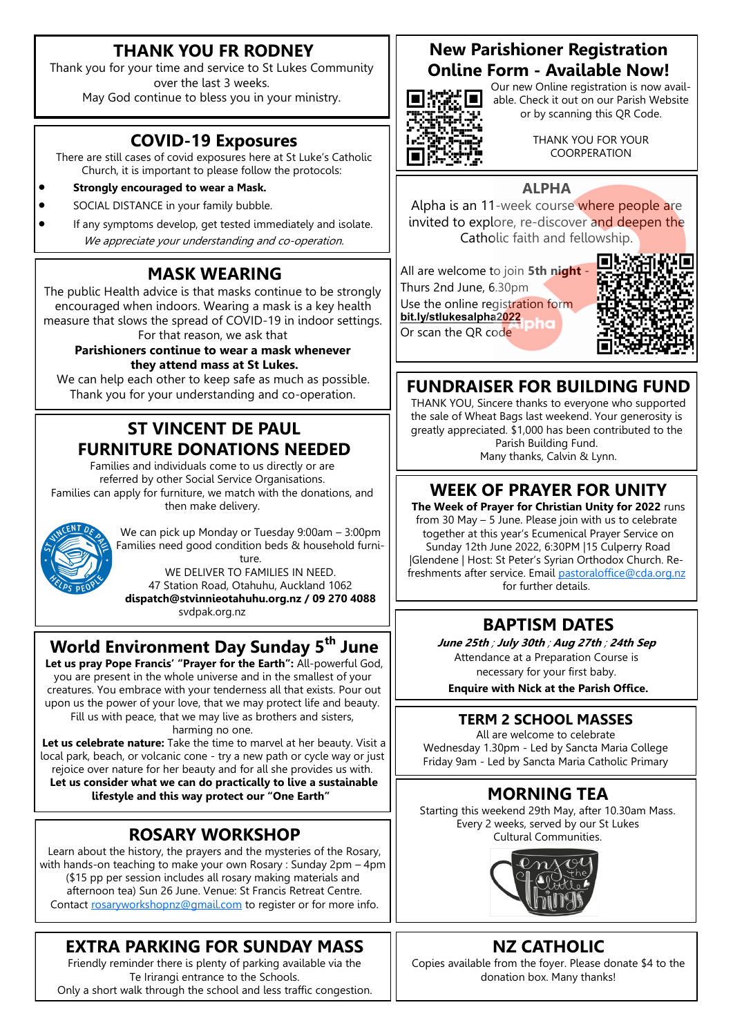## THANK YOU FR RODNEY

Thank you for your time and service to St Lukes Community over the last 3 weeks.
May God continue to bless you in your ministry.

## COVID-19 Exposures

There are still cases of covid exposures here at St Luke's Catholic Church, it is important to please follow the protocols:

- **Strongly encouraged to wear a Mask.**
- SOCIAL DISTANCE in your family bubble.
- If any symptoms develop, get tested immediately and isolate.

*We appreciate your understanding and co-operation.*

## MASK WEARING

The public Health advice is that masks continue to be strongly encouraged when indoors. Wearing a mask is a key health measure that slows the spread of COVID-19 in indoor settings. For that reason, we ask that

**Parishioners continue to wear a mask whenever they attend mass at St Lukes.**

We can help each other to keep safe as much as possible. Thank you for your understanding and co-operation.

## ST VINCENT DE PAUL FURNITURE DONATIONS NEEDED

Families and individuals come to us directly or are referred by other Social Service Organisations.
Families can apply for furniture, we match with the donations, and then make delivery.

We can pick up Monday or Tuesday 9:00am – 3:00pm
Families need good condition beds & household furniture.
WE DELIVER TO FAMILIES IN NEED.
47 Station Road, Otahuhu, Auckland 1062
**dispatch@stvinnieotahuhu.org.nz / 09 270 4088**
svdpak.org.nz

## World Environment Day Sunday 5th June

**Let us pray Pope Francis' "Prayer for the Earth":** All-powerful God, you are present in the whole universe and in the smallest of your creatures. You embrace with your tenderness all that exists. Pour out upon us the power of your love, that we may protect life and beauty. Fill us with peace, that we may live as brothers and sisters, harming no one.

**Let us celebrate nature:** Take the time to marvel at her beauty. Visit a local park, beach, or volcanic cone - try a new path or cycle way or just rejoice over nature for her beauty and for all she provides us with.

**Let us consider what we can do practically to live a sustainable lifestyle and this way protect our "One Earth"**

## ROSARY WORKSHOP

Learn about the history, the prayers and the mysteries of the Rosary, with hands-on teaching to make your own Rosary : Sunday 2pm – 4pm ($15 pp per session includes all rosary making materials and afternoon tea) Sun 26 June. Venue: St Francis Retreat Centre. Contact rosaryworkshopnz@gmail.com to register or for more info.

## EXTRA PARKING FOR SUNDAY MASS

Friendly reminder there is plenty of parking available via the Te Irirangi entrance to the Schools.
Only a short walk through the school and less traffic congestion.

## New Parishioner Registration Online Form - Available Now!

Our new Online registration is now available. Check it out on our Parish Website or by scanning this QR Code.

THANK YOU FOR YOUR COORPERATION

## ALPHA

Alpha is an 11-week course where people are invited to explore, re-discover and deepen the Catholic faith and fellowship.

All are welcome to join **5th night** - Thurs 2nd June, 6.30pm
Use the online registration form
**bit.ly/stlukesalpha2022**
Or scan the QR code

## FUNDRAISER FOR BUILDING FUND

THANK YOU, Sincere thanks to everyone who supported the sale of Wheat Bags last weekend. Your generosity is greatly appreciated. $1,000 has been contributed to the Parish Building Fund.
Many thanks, Calvin & Lynn.

## WEEK OF PRAYER FOR UNITY

**The Week of Prayer for Christian Unity for 2022** runs from 30 May – 5 June. Please join with us to celebrate together at this year's Ecumenical Prayer Service on Sunday 12th June 2022, 6:30PM |15 Culperry Road |Glendene | Host: St Peter's Syrian Orthodox Church. Refreshments after service. Email pastoraloffice@cda.org.nz for further details.

## BAPTISM DATES

***June 25th ; July 30th ; Aug 27th ; 24th Sep***

Attendance at a Preparation Course is necessary for your first baby.

**Enquire with Nick at the Parish Office.**

## TERM 2 SCHOOL MASSES

All are welcome to celebrate
Wednesday 1.30pm - Led by Sancta Maria College
Friday 9am - Led by Sancta Maria Catholic Primary

## MORNING TEA

Starting this weekend 29th May, after 10.30am Mass. Every 2 weeks, served by our St Lukes Cultural Communities.

## NZ CATHOLIC

Copies available from the foyer. Please donate $4 to the donation box. Many thanks!